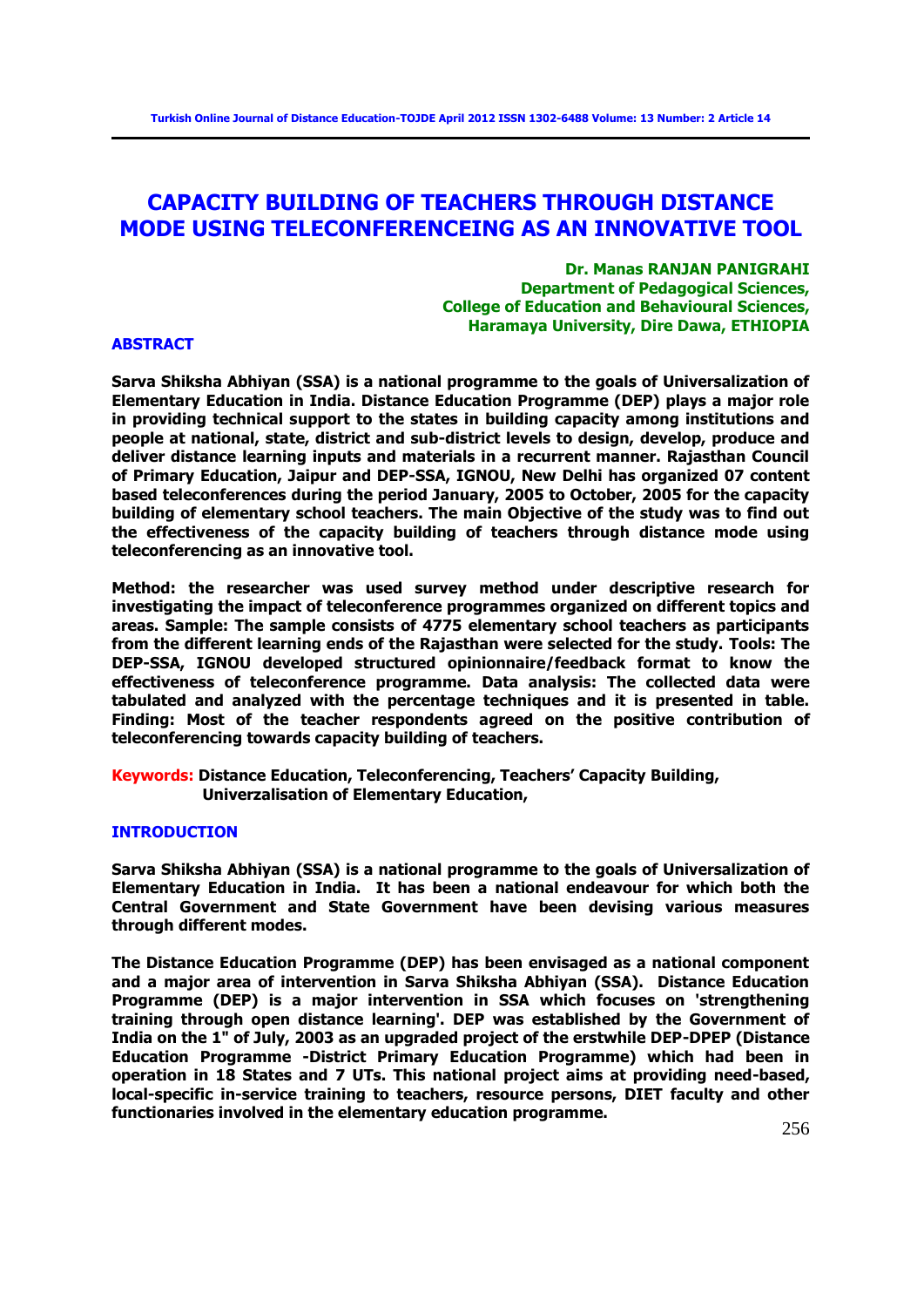# CAPACITY BUILDING OF TEACHERS THROUGH DISTANCE MODE USING TELECONFERENCEING AS AN INNOVATIVE TOOL

**Dr. Manas RANJAN PANIGRAHI**
**Department of Pedagogical Sciences,**
**College of Education and Behavioural Sciences,**
**Haramaya University, Dire Dawa, ETHIOPIA**

## ABSTRACT

**Sarva Shiksha Abhiyan (SSA) is a national programme to the goals of Universalization of Elementary Education in India. Distance Education Programme (DEP) plays a major role in providing technical support to the states in building capacity among institutions and people at national, state, district and sub-district levels to design, develop, produce and deliver distance learning inputs and materials in a recurrent manner. Rajasthan Council of Primary Education, Jaipur and DEP-SSA, IGNOU, New Delhi has organized 07 content based teleconferences during the period January, 2005 to October, 2005 for the capacity building of elementary school teachers. The main Objective of the study was to find out the effectiveness of the capacity building of teachers through distance mode using teleconferencing as an innovative tool.**

**Method: the researcher was used survey method under descriptive research for investigating the impact of teleconference programmes organized on different topics and areas. Sample: The sample consists of 4775 elementary school teachers as participants from the different learning ends of the Rajasthan were selected for the study. Tools: The DEP-SSA, IGNOU developed structured opinionnaire/feedback format to know the effectiveness of teleconference programme. Data analysis: The collected data were tabulated and analyzed with the percentage techniques and it is presented in table. Finding: Most of the teacher respondents agreed on the positive contribution of teleconferencing towards capacity building of teachers.**

**Keywords: Distance Education, Teleconferencing, Teachers' Capacity Building, Univerzalisation of Elementary Education,**

## INTRODUCTION

**Sarva Shiksha Abhiyan (SSA) is a national programme to the goals of Universalization of Elementary Education in India. It has been a national endeavour for which both the Central Government and State Government have been devising various measures through different modes.**

**The Distance Education Programme (DEP) has been envisaged as a national component and a major area of intervention in Sarva Shiksha Abhiyan (SSA). Distance Education Programme (DEP) is a major intervention in SSA which focuses on 'strengthening training through open distance learning'. DEP was established by the Government of India on the 1" of July, 2003 as an upgraded project of the erstwhile DEP-DPEP (Distance Education Programme -District Primary Education Programme) which had been in operation in 18 States and 7 UTs. This national project aims at providing need-based, local-specific in-service training to teachers, resource persons, DIET faculty and other functionaries involved in the elementary education programme.**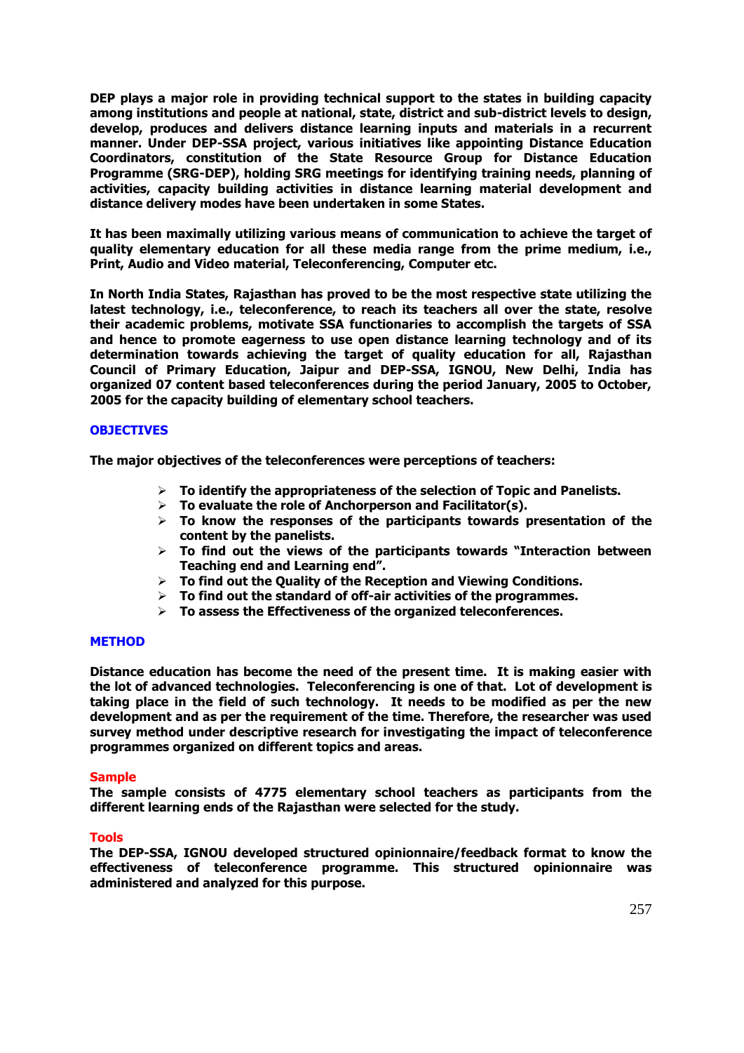**DEP plays a major role in providing technical support to the states in building capacity among institutions and people at national, state, district and sub-district levels to design, develop, produces and delivers distance learning inputs and materials in a recurrent manner. Under DEP-SSA project, various initiatives like appointing Distance Education Coordinators, constitution of the State Resource Group for Distance Education Programme (SRG-DEP), holding SRG meetings for identifying training needs, planning of activities, capacity building activities in distance learning material development and distance delivery modes have been undertaken in some States.**

**It has been maximally utilizing various means of communication to achieve the target of quality elementary education for all these media range from the prime medium, i.e., Print, Audio and Video material, Teleconferencing, Computer etc.**

**In North India States, Rajasthan has proved to be the most respective state utilizing the latest technology, i.e., teleconference, to reach its teachers all over the state, resolve their academic problems, motivate SSA functionaries to accomplish the targets of SSA and hence to promote eagerness to use open distance learning technology and of its determination towards achieving the target of quality education for all, Rajasthan Council of Primary Education, Jaipur and DEP-SSA, IGNOU, New Delhi, India has organized 07 content based teleconferences during the period January, 2005 to October, 2005 for the capacity building of elementary school teachers.**

## OBJECTIVES

**The major objectives of the teleconferences were perceptions of teachers:**

- **To identify the appropriateness of the selection of Topic and Panelists.**
- **To evaluate the role of Anchorperson and Facilitator(s).**
- **To know the responses of the participants towards presentation of the content by the panelists.**
- **To find out the views of the participants towards "Interaction between Teaching end and Learning end".**
- **To find out the Quality of the Reception and Viewing Conditions.**
- **To find out the standard of off-air activities of the programmes.**
- **To assess the Effectiveness of the organized teleconferences.**

## METHOD

**Distance education has become the need of the present time. It is making easier with the lot of advanced technologies. Teleconferencing is one of that. Lot of development is taking place in the field of such technology. It needs to be modified as per the new development and as per the requirement of the time. Therefore, the researcher was used survey method under descriptive research for investigating the impact of teleconference programmes organized on different topics and areas.**

### Sample

**The sample consists of 4775 elementary school teachers as participants from the different learning ends of the Rajasthan were selected for the study.**

### Tools

**The DEP-SSA, IGNOU developed structured opinionnaire/feedback format to know the effectiveness of teleconference programme. This structured opinionnaire was administered and analyzed for this purpose.**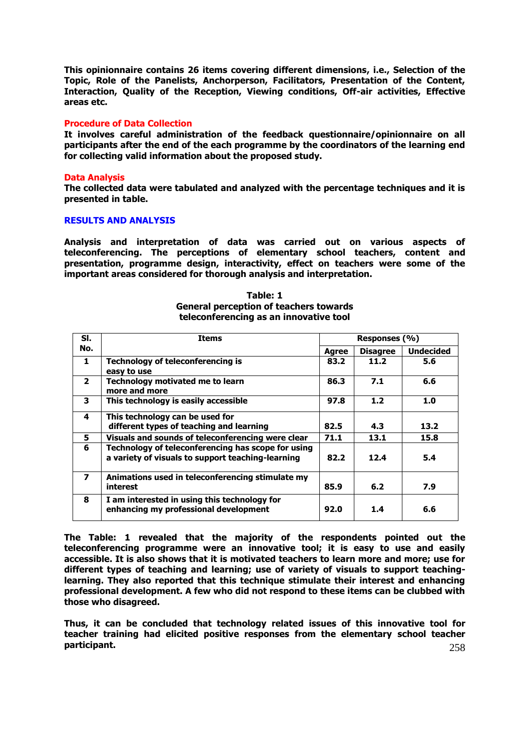**This opinionnaire contains 26 items covering different dimensions, i.e., Selection of the Topic, Role of the Panelists, Anchorperson, Facilitators, Presentation of the Content, Interaction, Quality of the Reception, Viewing conditions, Off-air activities, Effective areas etc.**

### Procedure of Data Collection

**It involves careful administration of the feedback questionnaire/opinionnaire on all participants after the end of the each programme by the coordinators of the learning end for collecting valid information about the proposed study.**

### Data Analysis

**The collected data were tabulated and analyzed with the percentage techniques and it is presented in table.**

## RESULTS AND ANALYSIS

**Analysis and interpretation of data was carried out on various aspects of teleconferencing. The perceptions of elementary school teachers, content and presentation, programme design, interactivity, effect on teachers were some of the important areas considered for thorough analysis and interpretation.**

**Table: 1**
**General perception of teachers towards teleconferencing as an innovative tool**

| Sl. No. | Items | Responses (%) | | |
|---|---|---|---|---|
| | | Agree | Disagree | Undecided |
| 1 | Technology of teleconferencing is easy to use | 83.2 | 11.2 | 5.6 |
| 2 | Technology motivated me to learn more and more | 86.3 | 7.1 | 6.6 |
| 3 | This technology is easily accessible | 97.8 | 1.2 | 1.0 |
| 4 | This technology can be used for different types of teaching and learning | 82.5 | 4.3 | 13.2 |
| 5 | Visuals and sounds of teleconferencing were clear | 71.1 | 13.1 | 15.8 |
| 6 | Technology of teleconferencing has scope for using a variety of visuals to support teaching-learning | 82.2 | 12.4 | 5.4 |
| 7 | Animations used in teleconferencing stimulate my interest | 85.9 | 6.2 | 7.9 |
| 8 | I am interested in using this technology for enhancing my professional development | 92.0 | 1.4 | 6.6 |

**The Table: 1 revealed that the majority of the respondents pointed out the teleconferencing programme were an innovative tool; it is easy to use and easily accessible. It is also shows that it is motivated teachers to learn more and more; use for different types of teaching and learning; use of variety of visuals to support teaching-learning. They also reported that this technique stimulate their interest and enhancing professional development. A few who did not respond to these items can be clubbed with those who disagreed.**

**Thus, it can be concluded that technology related issues of this innovative tool for teacher training had elicited positive responses from the elementary school teacher participant.**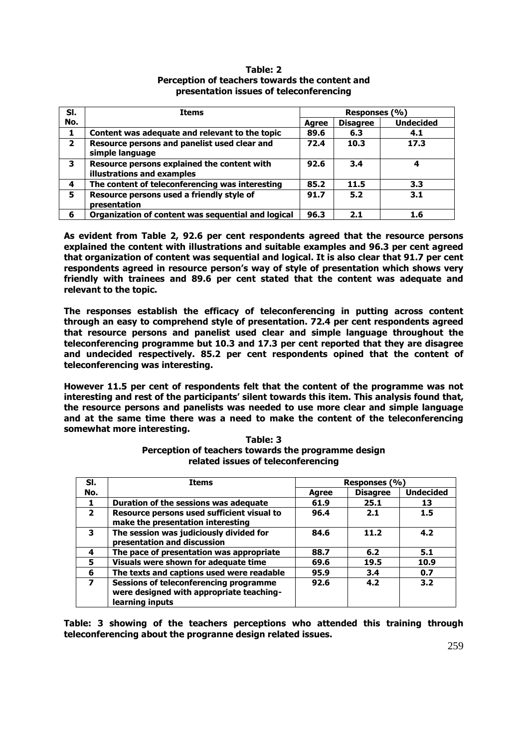**Table: 2**
**Perception of teachers towards the content and presentation issues of teleconferencing**

| Sl. No. | Items | Responses (%) | | |
|---|---|---|---|---|
| | | Agree | Disagree | Undecided |
| 1 | Content was adequate and relevant to the topic | 89.6 | 6.3 | 4.1 |
| 2 | Resource persons and panelist used clear and simple language | 72.4 | 10.3 | 17.3 |
| 3 | Resource persons explained the content with illustrations and examples | 92.6 | 3.4 | 4 |
| 4 | The content of teleconferencing was interesting | 85.2 | 11.5 | 3.3 |
| 5 | Resource persons used a friendly style of presentation | 91.7 | 5.2 | 3.1 |
| 6 | Organization of content was sequential and logical | 96.3 | 2.1 | 1.6 |

**As evident from Table 2, 92.6 per cent respondents agreed that the resource persons explained the content with illustrations and suitable examples and 96.3 per cent agreed that organization of content was sequential and logical. It is also clear that 91.7 per cent respondents agreed in resource person's way of style of presentation which shows very friendly with trainees and 89.6 per cent stated that the content was adequate and relevant to the topic.**

**The responses establish the efficacy of teleconferencing in putting across content through an easy to comprehend style of presentation. 72.4 per cent respondents agreed that resource persons and panelist used clear and simple language throughout the teleconferencing programme but 10.3 and 17.3 per cent reported that they are disagree and undecided respectively. 85.2 per cent respondents opined that the content of teleconferencing was interesting.**

**However 11.5 per cent of respondents felt that the content of the programme was not interesting and rest of the participants' silent towards this item. This analysis found that, the resource persons and panelists was needed to use more clear and simple language and at the same time there was a need to make the content of the teleconferencing somewhat more interesting.**

**Table: 3**
**Perception of teachers towards the programme design related issues of teleconferencing**

| Sl. No. | Items | Responses (%) | | |
|---|---|---|---|---|
| | | Agree | Disagree | Undecided |
| 1 | Duration of the sessions was adequate | 61.9 | 25.1 | 13 |
| 2 | Resource persons used sufficient visual to make the presentation interesting | 96.4 | 2.1 | 1.5 |
| 3 | The session was judiciously divided for presentation and discussion | 84.6 | 11.2 | 4.2 |
| 4 | The pace of presentation was appropriate | 88.7 | 6.2 | 5.1 |
| 5 | Visuals were shown for adequate time | 69.6 | 19.5 | 10.9 |
| 6 | The texts and captions used were readable | 95.9 | 3.4 | 0.7 |
| 7 | Sessions of teleconferencing programme were designed with appropriate teaching-learning inputs | 92.6 | 4.2 | 3.2 |

**Table: 3 showing of the teachers perceptions who attended this training through teleconferencing about the progranne design related issues.**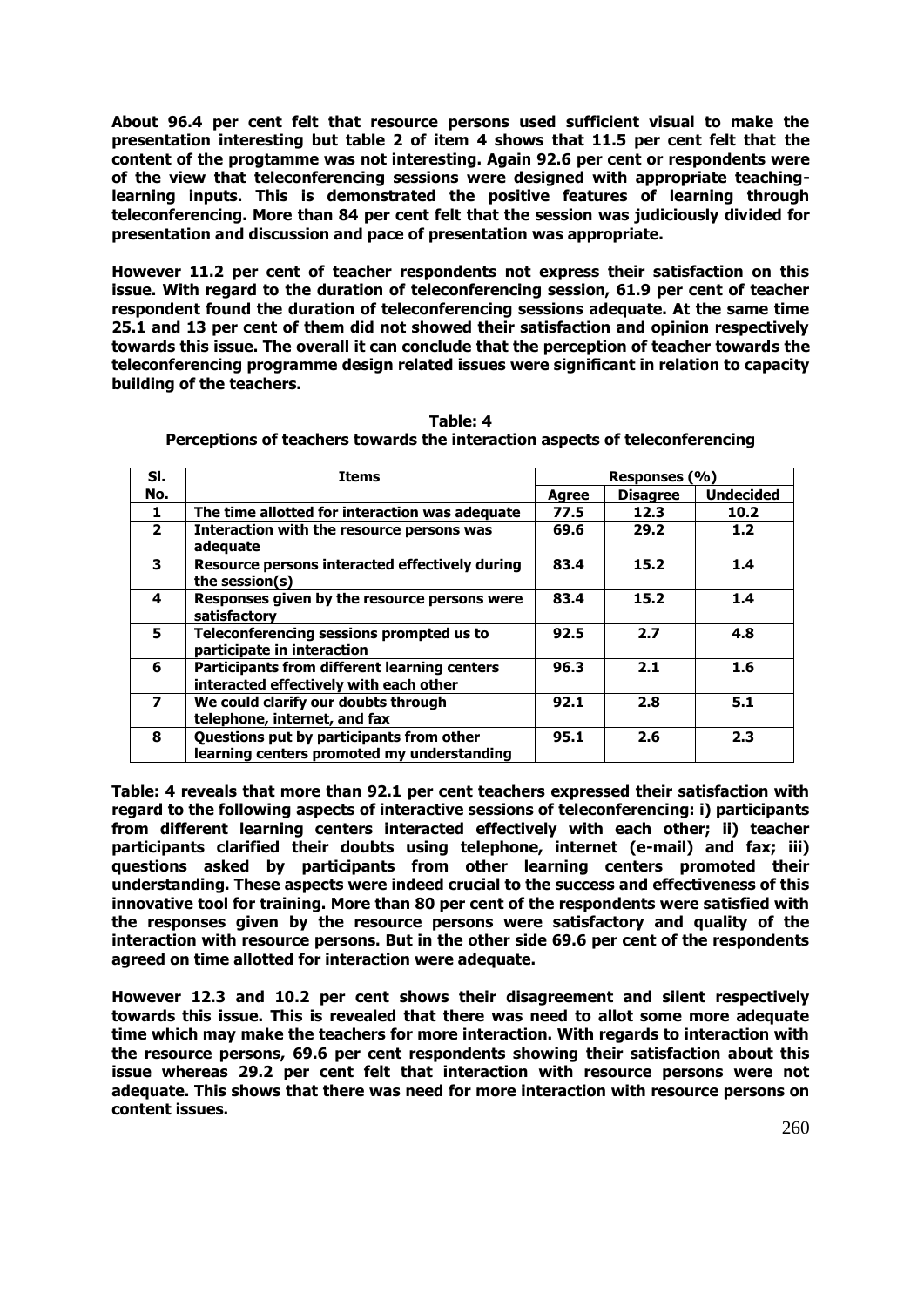**About 96.4 per cent felt that resource persons used sufficient visual to make the presentation interesting but table 2 of item 4 shows that 11.5 per cent felt that the content of the progtamme was not interesting. Again 92.6 per cent or respondents were of the view that teleconferencing sessions were designed with appropriate teaching-learning inputs. This is demonstrated the positive features of learning through teleconferencing. More than 84 per cent felt that the session was judiciously divided for presentation and discussion and pace of presentation was appropriate.**

**However 11.2 per cent of teacher respondents not express their satisfaction on this issue. With regard to the duration of teleconferencing session, 61.9 per cent of teacher respondent found the duration of teleconferencing sessions adequate. At the same time 25.1 and 13 per cent of them did not showed their satisfaction and opinion respectively towards this issue. The overall it can conclude that the perception of teacher towards the teleconferencing programme design related issues were significant in relation to capacity building of the teachers.**

**Table: 4**
**Perceptions of teachers towards the interaction aspects of teleconferencing**

| Sl. No. | Items | Responses (%) | | |
|---|---|---|---|---|
| | | Agree | Disagree | Undecided |
| 1 | The time allotted for interaction was adequate | 77.5 | 12.3 | 10.2 |
| 2 | Interaction with the resource persons was adequate | 69.6 | 29.2 | 1.2 |
| 3 | Resource persons interacted effectively during the session(s) | 83.4 | 15.2 | 1.4 |
| 4 | Responses given by the resource persons were satisfactory | 83.4 | 15.2 | 1.4 |
| 5 | Teleconferencing sessions prompted us to participate in interaction | 92.5 | 2.7 | 4.8 |
| 6 | Participants from different learning centers interacted effectively with each other | 96.3 | 2.1 | 1.6 |
| 7 | We could clarify our doubts through telephone, internet, and fax | 92.1 | 2.8 | 5.1 |
| 8 | Questions put by participants from other learning centers promoted my understanding | 95.1 | 2.6 | 2.3 |

**Table: 4 reveals that more than 92.1 per cent teachers expressed their satisfaction with regard to the following aspects of interactive sessions of teleconferencing: i) participants from different learning centers interacted effectively with each other; ii) teacher participants clarified their doubts using telephone, internet (e-mail) and fax; iii) questions asked by participants from other learning centers promoted their understanding. These aspects were indeed crucial to the success and effectiveness of this innovative tool for training. More than 80 per cent of the respondents were satisfied with the responses given by the resource persons were satisfactory and quality of the interaction with resource persons. But in the other side 69.6 per cent of the respondents agreed on time allotted for interaction were adequate.**

**However 12.3 and 10.2 per cent shows their disagreement and silent respectively towards this issue. This is revealed that there was need to allot some more adequate time which may make the teachers for more interaction. With regards to interaction with the resource persons, 69.6 per cent respondents showing their satisfaction about this issue whereas 29.2 per cent felt that interaction with resource persons were not adequate. This shows that there was need for more interaction with resource persons on content issues.**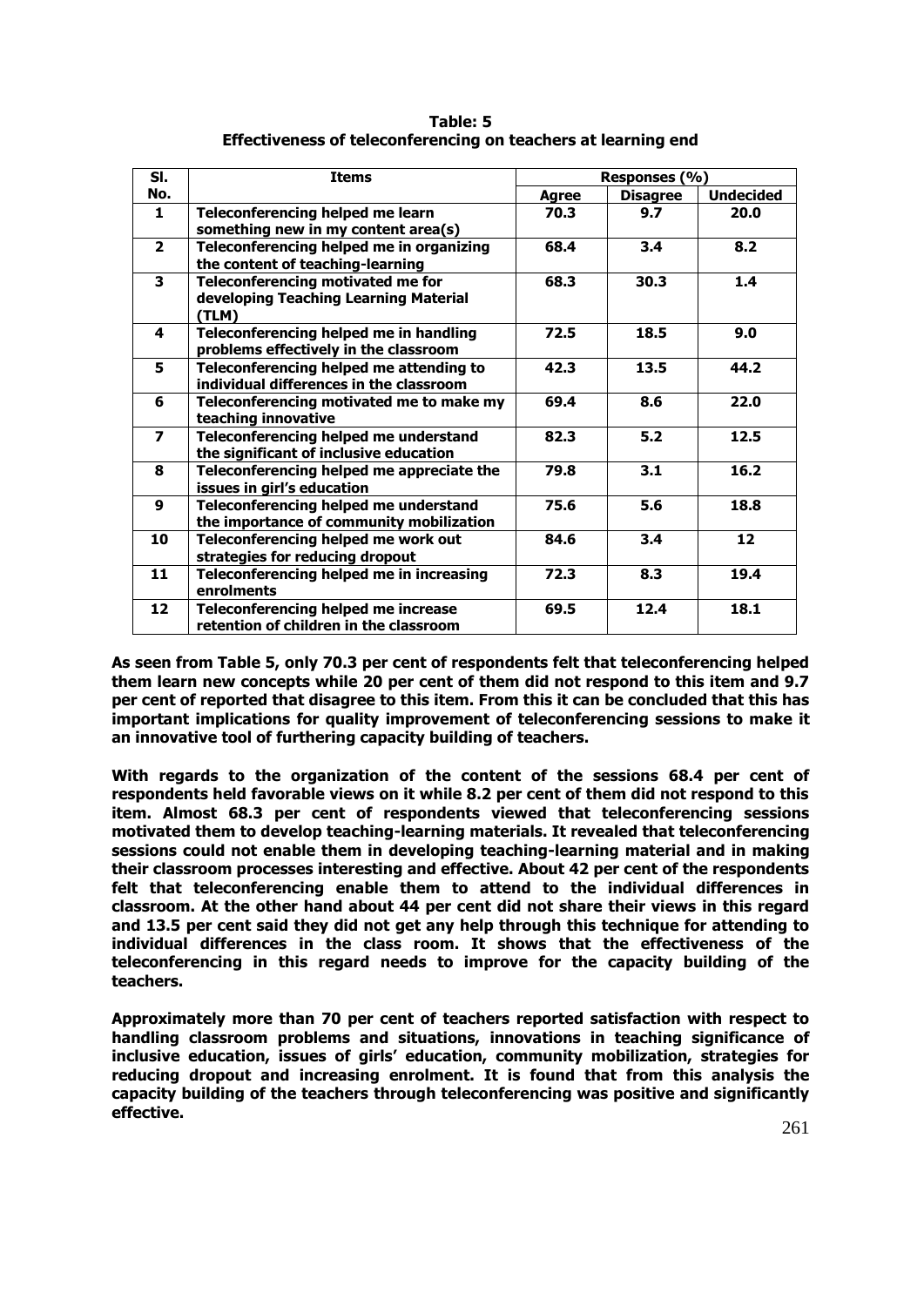**Table: 5**
**Effectiveness of teleconferencing on teachers at learning end**

| Sl. No. | Items | Responses (%) | | |
|---|---|---|---|---|
| | | Agree | Disagree | Undecided |
| 1 | Teleconferencing helped me learn something new in my content area(s) | 70.3 | 9.7 | 20.0 |
| 2 | Teleconferencing helped me in organizing the content of teaching-learning | 68.4 | 3.4 | 8.2 |
| 3 | Teleconferencing motivated me for developing Teaching Learning Material (TLM) | 68.3 | 30.3 | 1.4 |
| 4 | Teleconferencing helped me in handling problems effectively in the classroom | 72.5 | 18.5 | 9.0 |
| 5 | Teleconferencing helped me attending to individual differences in the classroom | 42.3 | 13.5 | 44.2 |
| 6 | Teleconferencing motivated me to make my teaching innovative | 69.4 | 8.6 | 22.0 |
| 7 | Teleconferencing helped me understand the significant of inclusive education | 82.3 | 5.2 | 12.5 |
| 8 | Teleconferencing helped me appreciate the issues in girl's education | 79.8 | 3.1 | 16.2 |
| 9 | Teleconferencing helped me understand the importance of community mobilization | 75.6 | 5.6 | 18.8 |
| 10 | Teleconferencing helped me work out strategies for reducing dropout | 84.6 | 3.4 | 12 |
| 11 | Teleconferencing helped me in increasing enrolments | 72.3 | 8.3 | 19.4 |
| 12 | Teleconferencing helped me increase retention of children in the classroom | 69.5 | 12.4 | 18.1 |

**As seen from Table 5, only 70.3 per cent of respondents felt that teleconferencing helped them learn new concepts while 20 per cent of them did not respond to this item and 9.7 per cent of reported that disagree to this item. From this it can be concluded that this has important implications for quality improvement of teleconferencing sessions to make it an innovative tool of furthering capacity building of teachers.**

**With regards to the organization of the content of the sessions 68.4 per cent of respondents held favorable views on it while 8.2 per cent of them did not respond to this item. Almost 68.3 per cent of respondents viewed that teleconferencing sessions motivated them to develop teaching-learning materials. It revealed that teleconferencing sessions could not enable them in developing teaching-learning material and in making their classroom processes interesting and effective. About 42 per cent of the respondents felt that teleconferencing enable them to attend to the individual differences in classroom. At the other hand about 44 per cent did not share their views in this regard and 13.5 per cent said they did not get any help through this technique for attending to individual differences in the class room. It shows that the effectiveness of the teleconferencing in this regard needs to improve for the capacity building of the teachers.**

**Approximately more than 70 per cent of teachers reported satisfaction with respect to handling classroom problems and situations, innovations in teaching significance of inclusive education, issues of girls' education, community mobilization, strategies for reducing dropout and increasing enrolment. It is found that from this analysis the capacity building of the teachers through teleconferencing was positive and significantly effective.**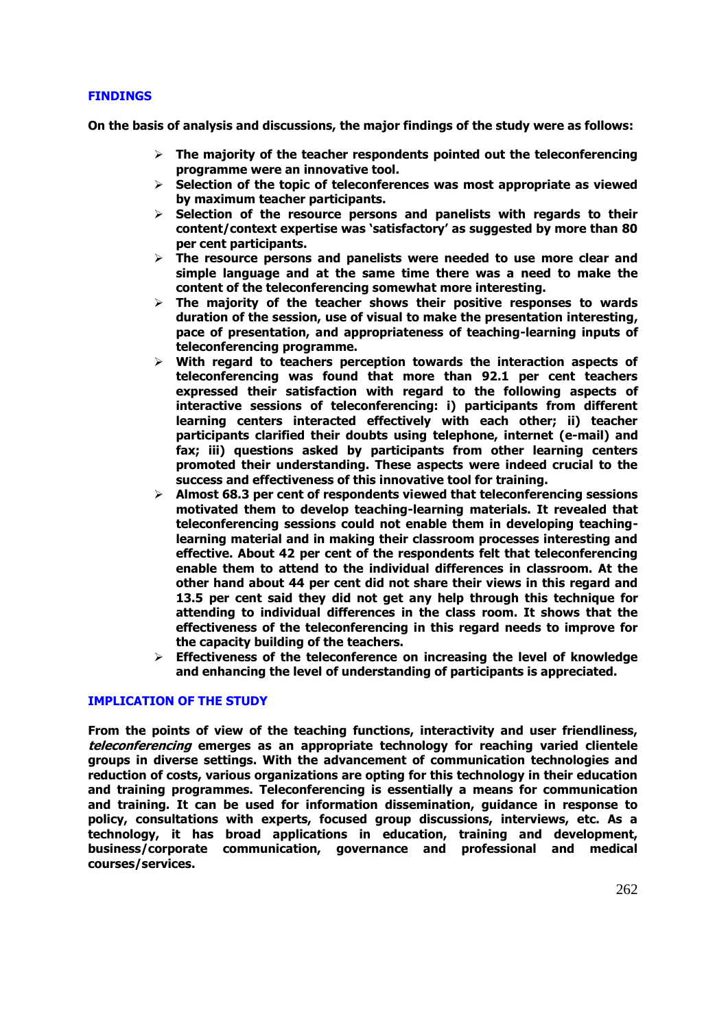## FINDINGS

**On the basis of analysis and discussions, the major findings of the study were as follows:**

- **The majority of the teacher respondents pointed out the teleconferencing programme were an innovative tool.**
- **Selection of the topic of teleconferences was most appropriate as viewed by maximum teacher participants.**
- **Selection of the resource persons and panelists with regards to their content/context expertise was 'satisfactory' as suggested by more than 80 per cent participants.**
- **The resource persons and panelists were needed to use more clear and simple language and at the same time there was a need to make the content of the teleconferencing somewhat more interesting.**
- **The majority of the teacher shows their positive responses to wards duration of the session, use of visual to make the presentation interesting, pace of presentation, and appropriateness of teaching-learning inputs of teleconferencing programme.**
- **With regard to teachers perception towards the interaction aspects of teleconferencing was found that more than 92.1 per cent teachers expressed their satisfaction with regard to the following aspects of interactive sessions of teleconferencing: i) participants from different learning centers interacted effectively with each other; ii) teacher participants clarified their doubts using telephone, internet (e-mail) and fax; iii) questions asked by participants from other learning centers promoted their understanding. These aspects were indeed crucial to the success and effectiveness of this innovative tool for training.**
- **Almost 68.3 per cent of respondents viewed that teleconferencing sessions motivated them to develop teaching-learning materials. It revealed that teleconferencing sessions could not enable them in developing teaching-learning material and in making their classroom processes interesting and effective. About 42 per cent of the respondents felt that teleconferencing enable them to attend to the individual differences in classroom. At the other hand about 44 per cent did not share their views in this regard and 13.5 per cent said they did not get any help through this technique for attending to individual differences in the class room. It shows that the effectiveness of the teleconferencing in this regard needs to improve for the capacity building of the teachers.**
- **Effectiveness of the teleconference on increasing the level of knowledge and enhancing the level of understanding of participants is appreciated.**

## IMPLICATION OF THE STUDY

**From the points of view of the teaching functions, interactivity and user friendliness, *teleconferencing* emerges as an appropriate technology for reaching varied clientele groups in diverse settings. With the advancement of communication technologies and reduction of costs, various organizations are opting for this technology in their education and training programmes. Teleconferencing is essentially a means for communication and training. It can be used for information dissemination, guidance in response to policy, consultations with experts, focused group discussions, interviews, etc. As a technology, it has broad applications in education, training and development, business/corporate communication, governance and professional and medical courses/services.**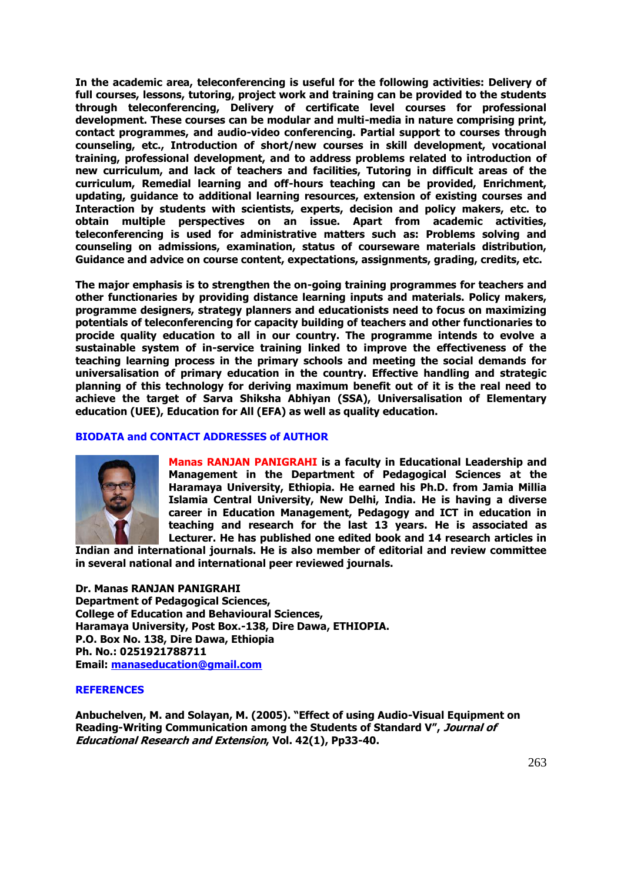**In the academic area, teleconferencing is useful for the following activities: Delivery of full courses, lessons, tutoring, project work and training can be provided to the students through teleconferencing, Delivery of certificate level courses for professional development. These courses can be modular and multi-media in nature comprising print, contact programmes, and audio-video conferencing. Partial support to courses through counseling, etc., Introduction of short/new courses in skill development, vocational training, professional development, and to address problems related to introduction of new curriculum, and lack of teachers and facilities, Tutoring in difficult areas of the curriculum, Remedial learning and off-hours teaching can be provided, Enrichment, updating, guidance to additional learning resources, extension of existing courses and Interaction by students with scientists, experts, decision and policy makers, etc. to obtain multiple perspectives on an issue. Apart from academic activities, teleconferencing is used for administrative matters such as: Problems solving and counseling on admissions, examination, status of courseware materials distribution, Guidance and advice on course content, expectations, assignments, grading, credits, etc.**

**The major emphasis is to strengthen the on-going training programmes for teachers and other functionaries by providing distance learning inputs and materials. Policy makers, programme designers, strategy planners and educationists need to focus on maximizing potentials of teleconferencing for capacity building of teachers and other functionaries to procide quality education to all in our country. The programme intends to evolve a sustainable system of in-service training linked to improve the effectiveness of the teaching learning process in the primary schools and meeting the social demands for universalisation of primary education in the country. Effective handling and strategic planning of this technology for deriving maximum benefit out of it is the real need to achieve the target of Sarva Shiksha Abhiyan (SSA), Universalisation of Elementary education (UEE), Education for All (EFA) as well as quality education.**

## BIODATA and CONTACT ADDRESSES of AUTHOR

**Manas RANJAN PANIGRAHI is a faculty in Educational Leadership and Management in the Department of Pedagogical Sciences at the Haramaya University, Ethiopia. He earned his Ph.D. from Jamia Millia Islamia Central University, New Delhi, India. He is having a diverse career in Education Management, Pedagogy and ICT in education in teaching and research for the last 13 years. He is associated as Lecturer. He has published one edited book and 14 research articles in Indian and international journals. He is also member of editorial and review committee in several national and international peer reviewed journals.**

**Dr. Manas RANJAN PANIGRAHI**
**Department of Pedagogical Sciences,**
**College of Education and Behavioural Sciences,**
**Haramaya University, Post Box.-138, Dire Dawa, ETHIOPIA.**
**P.O. Box No. 138, Dire Dawa, Ethiopia**
**Ph. No.: 0251921788711**
**Email: manaseducation@gmail.com**

## REFERENCES

**Anbuchelven, M. and Solayan, M. (2005). "Effect of using Audio-Visual Equipment on Reading-Writing Communication among the Students of Standard V", *Journal of Educational Research and Extension*, Vol. 42(1), Pp33-40.**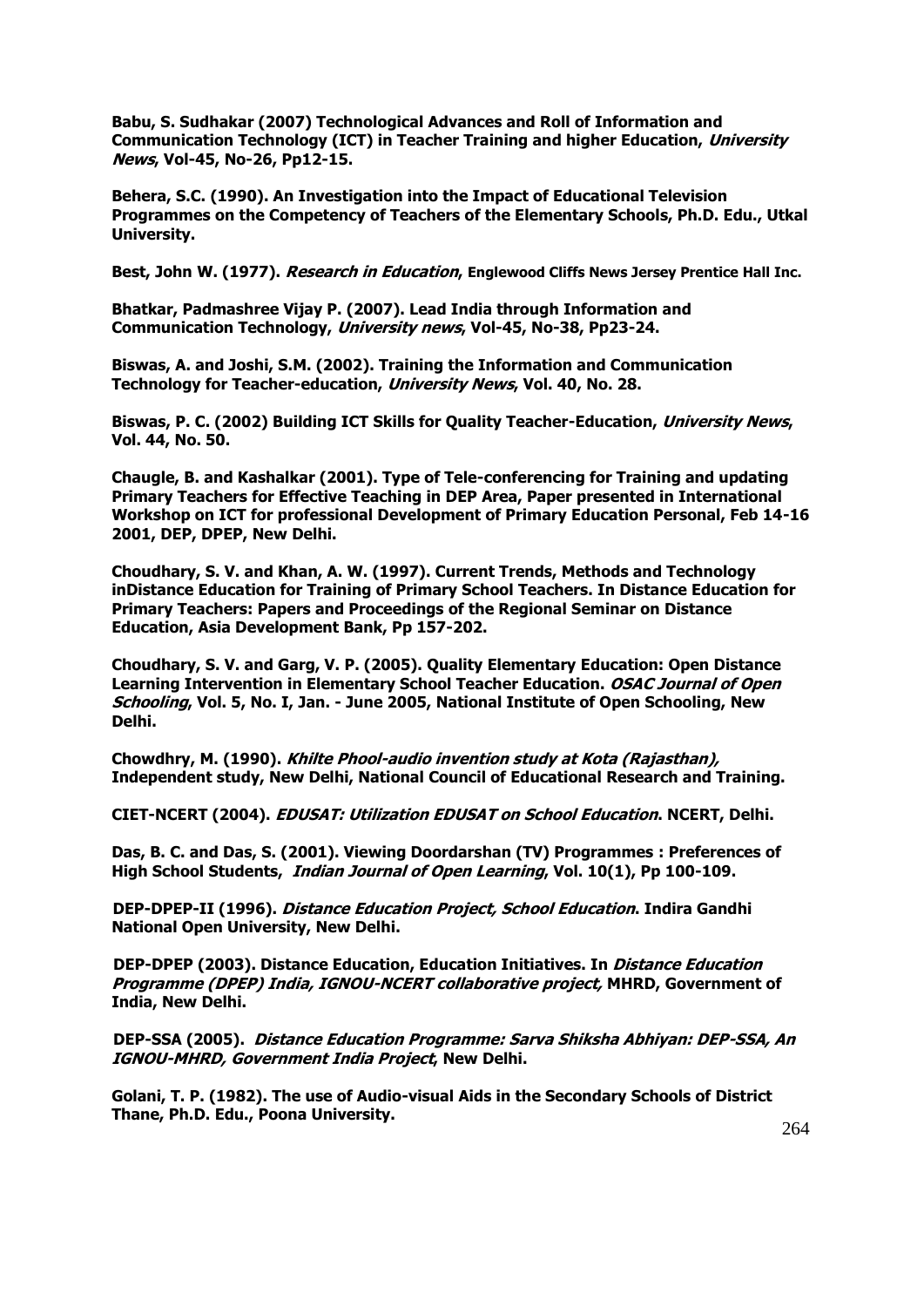**Babu, S. Sudhakar (2007) Technological Advances and Roll of Information and Communication Technology (ICT) in Teacher Training and higher Education, *University News*, Vol-45, No-26, Pp12-15.**

**Behera, S.C. (1990). An Investigation into the Impact of Educational Television Programmes on the Competency of Teachers of the Elementary Schools, Ph.D. Edu., Utkal University.**

**Best, John W. (1977). *Research in Education*, Englewood Cliffs News Jersey Prentice Hall Inc.**

**Bhatkar, Padmashree Vijay P. (2007). Lead India through Information and Communication Technology, *University news*, Vol-45, No-38, Pp23-24.**

**Biswas, A. and Joshi, S.M. (2002). Training the Information and Communication Technology for Teacher-education, *University News*, Vol. 40, No. 28.**

**Biswas, P. C. (2002) Building ICT Skills for Quality Teacher-Education, *University News*, Vol. 44, No. 50.**

**Chaugle, B. and Kashalkar (2001). Type of Tele-conferencing for Training and updating Primary Teachers for Effective Teaching in DEP Area, Paper presented in International Workshop on ICT for professional Development of Primary Education Personal, Feb 14-16 2001, DEP, DPEP, New Delhi.**

**Choudhary, S. V. and Khan, A. W. (1997). Current Trends, Methods and Technology inDistance Education for Training of Primary School Teachers. In Distance Education for Primary Teachers: Papers and Proceedings of the Regional Seminar on Distance Education, Asia Development Bank, Pp 157-202.**

**Choudhary, S. V. and Garg, V. P. (2005). Quality Elementary Education: Open Distance Learning Intervention in Elementary School Teacher Education. *OSAC Journal of Open Schooling*, Vol. 5, No. I, Jan. - June 2005, National Institute of Open Schooling, New Delhi.**

**Chowdhry, M. (1990). *Khilte Phool-audio invention study at Kota (Rajasthan),* Independent study, New Delhi, National Council of Educational Research and Training.**

**CIET-NCERT (2004). *EDUSAT: Utilization EDUSAT on School Education*. NCERT, Delhi.**

**Das, B. C. and Das, S. (2001). Viewing Doordarshan (TV) Programmes : Preferences of High School Students, *Indian Journal of Open Learning*, Vol. 10(1), Pp 100-109.**

**DEP-DPEP-II (1996). *Distance Education Project, School Education*. Indira Gandhi National Open University, New Delhi.**

**DEP-DPEP (2003). Distance Education, Education Initiatives. In *Distance Education Programme (DPEP) India, IGNOU-NCERT collaborative project,* MHRD, Government of India, New Delhi.**

**DEP-SSA (2005). *Distance Education Programme: Sarva Shiksha Abhiyan: DEP-SSA, An IGNOU-MHRD, Government India Project*, New Delhi.**

**Golani, T. P. (1982). The use of Audio-visual Aids in the Secondary Schools of District Thane, Ph.D. Edu., Poona University.**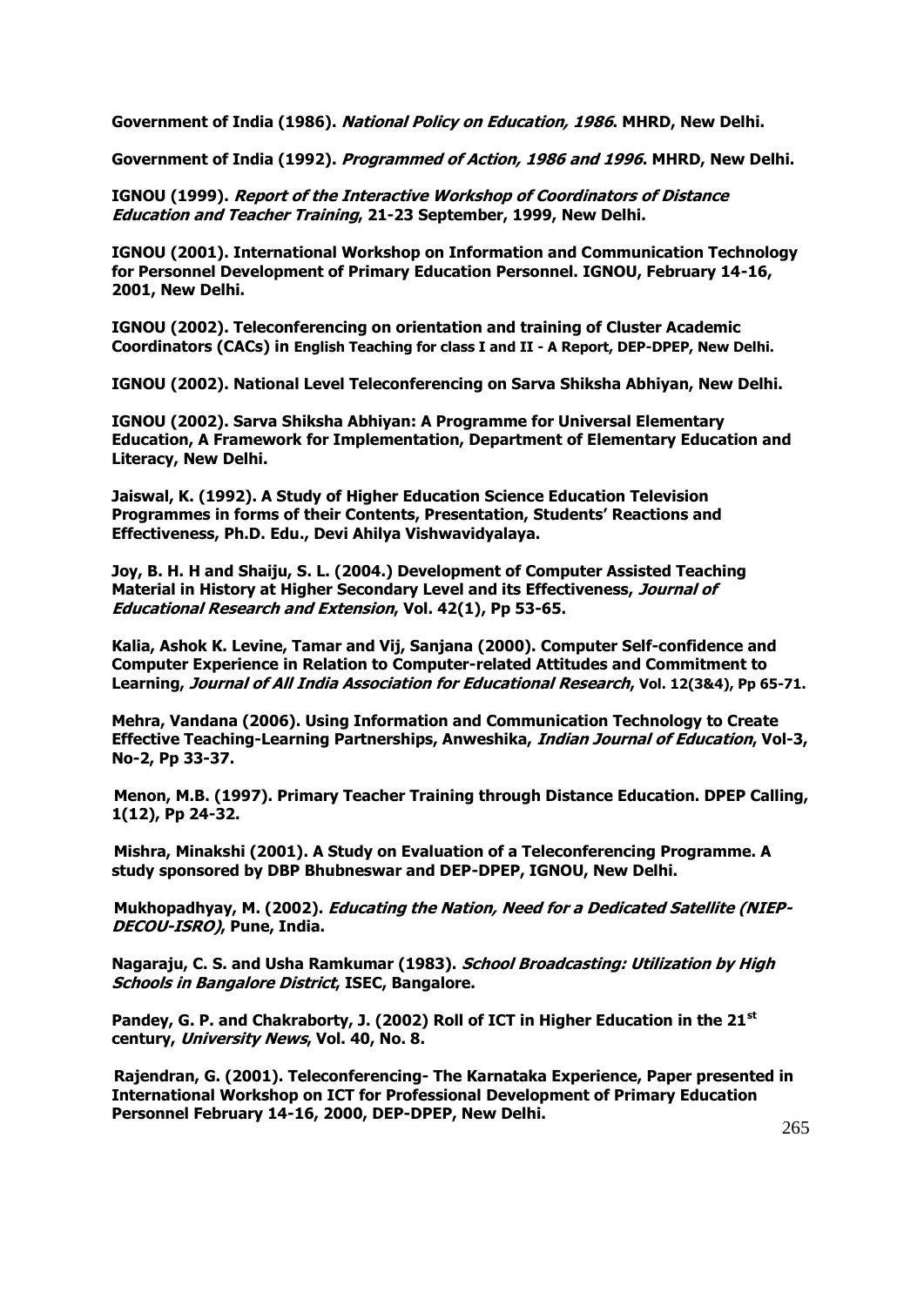**Government of India (1986). *National Policy on Education, 1986*. MHRD, New Delhi.**

**Government of India (1992). *Programmed of Action, 1986 and 1996*. MHRD, New Delhi.**

**IGNOU (1999). *Report of the Interactive Workshop of Coordinators of Distance Education and Teacher Training*, 21-23 September, 1999, New Delhi.**

**IGNOU (2001). International Workshop on Information and Communication Technology for Personnel Development of Primary Education Personnel. IGNOU, February 14-16, 2001, New Delhi.**

**IGNOU (2002). Teleconferencing on orientation and training of Cluster Academic Coordinators (CACs) in English Teaching for class I and II - A Report, DEP-DPEP, New Delhi.**

**IGNOU (2002). National Level Teleconferencing on Sarva Shiksha Abhiyan, New Delhi.**

**IGNOU (2002). Sarva Shiksha Abhiyan: A Programme for Universal Elementary Education, A Framework for Implementation, Department of Elementary Education and Literacy, New Delhi.**

**Jaiswal, K. (1992). A Study of Higher Education Science Education Television Programmes in forms of their Contents, Presentation, Students' Reactions and Effectiveness, Ph.D. Edu., Devi Ahilya Vishwavidyalaya.**

**Joy, B. H. H and Shaiju, S. L. (2004.) Development of Computer Assisted Teaching Material in History at Higher Secondary Level and its Effectiveness, *Journal of Educational Research and Extension*, Vol. 42(1), Pp 53-65.**

**Kalia, Ashok K. Levine, Tamar and Vij, Sanjana (2000). Computer Self-confidence and Computer Experience in Relation to Computer-related Attitudes and Commitment to Learning, *Journal of All India Association for Educational Research*, Vol. 12(3&4), Pp 65-71.**

**Mehra, Vandana (2006). Using Information and Communication Technology to Create Effective Teaching-Learning Partnerships, Anweshika, *Indian Journal of Education*, Vol-3, No-2, Pp 33-37.**

**Menon, M.B. (1997). Primary Teacher Training through Distance Education. DPEP Calling, 1(12), Pp 24-32.**

**Mishra, Minakshi (2001). A Study on Evaluation of a Teleconferencing Programme. A study sponsored by DBP Bhubneswar and DEP-DPEP, IGNOU, New Delhi.**

**Mukhopadhyay, M. (2002). *Educating the Nation, Need for a Dedicated Satellite (NIEP-DECOU-ISRO)*, Pune, India.**

**Nagaraju, C. S. and Usha Ramkumar (1983). *School Broadcasting: Utilization by High Schools in Bangalore District*, ISEC, Bangalore.**

**Pandey, G. P. and Chakraborty, J. (2002) Roll of ICT in Higher Education in the 21st century, *University News*, Vol. 40, No. 8.**

**Rajendran, G. (2001). Teleconferencing- The Karnataka Experience, Paper presented in International Workshop on ICT for Professional Development of Primary Education Personnel February 14-16, 2000, DEP-DPEP, New Delhi.**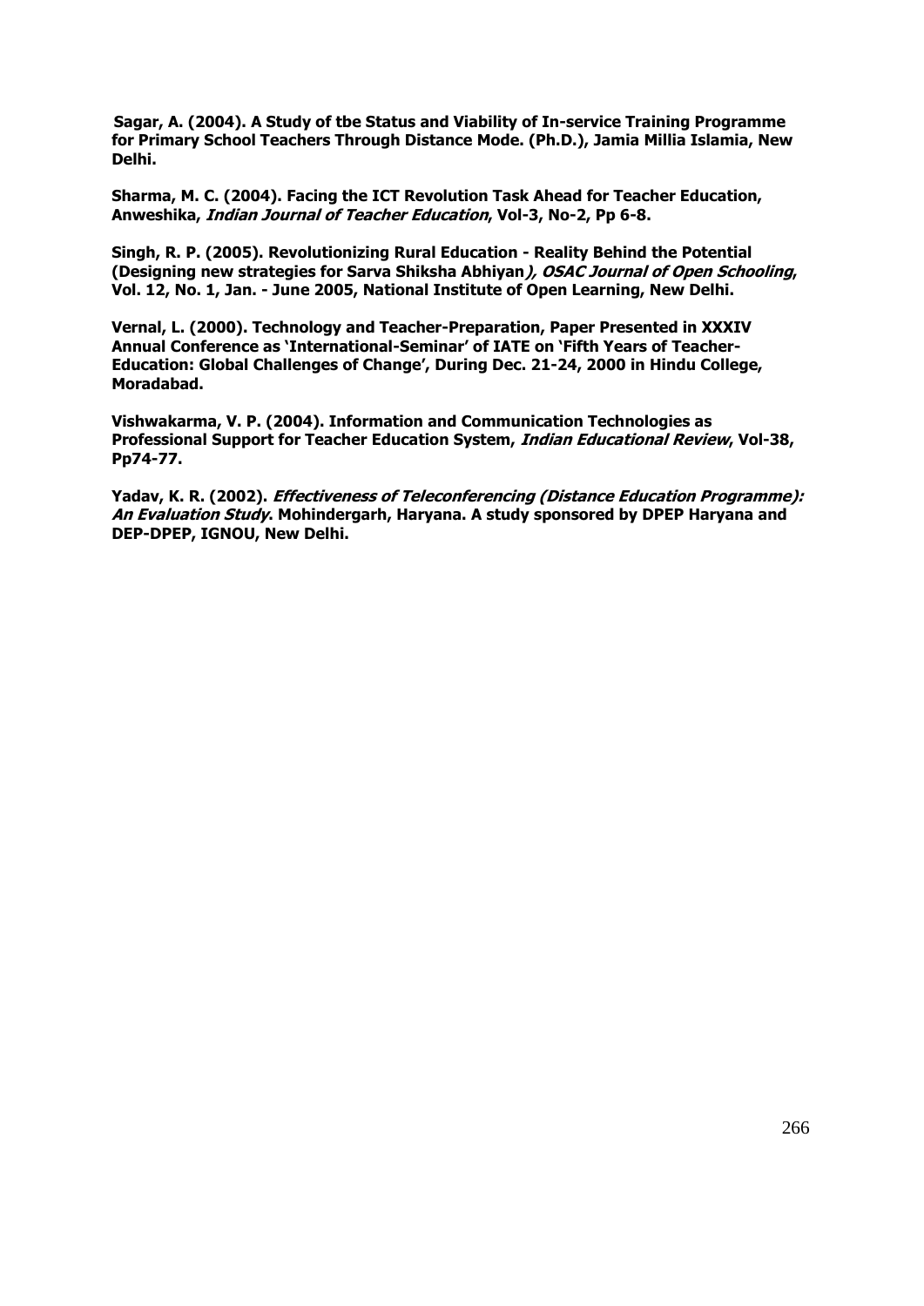**Sagar, A. (2004). A Study of tbe Status and Viability of In-service Training Programme for Primary School Teachers Through Distance Mode. (Ph.D.), Jamia Millia Islamia, New Delhi.**

**Sharma, M. C. (2004). Facing the ICT Revolution Task Ahead for Teacher Education, Anweshika, *Indian Journal of Teacher Education*, Vol-3, No-2, Pp 6-8.**

**Singh, R. P. (2005). Revolutionizing Rural Education - Reality Behind the Potential (Designing new strategies for Sarva Shiksha Abhiyan*), OSAC Journal of Open Schooling*, Vol. 12, No. 1, Jan. - June 2005, National Institute of Open Learning, New Delhi.**

**Vernal, L. (2000). Technology and Teacher-Preparation, Paper Presented in XXXIV Annual Conference as 'International-Seminar' of IATE on 'Fifth Years of Teacher-Education: Global Challenges of Change', During Dec. 21-24, 2000 in Hindu College, Moradabad.**

**Vishwakarma, V. P. (2004). Information and Communication Technologies as Professional Support for Teacher Education System, *Indian Educational Review*, Vol-38, Pp74-77.**

**Yadav, K. R. (2002). *Effectiveness of Teleconferencing (Distance Education Programme): An Evaluation Study*. Mohindergarh, Haryana. A study sponsored by DPEP Haryana and DEP-DPEP, IGNOU, New Delhi.**